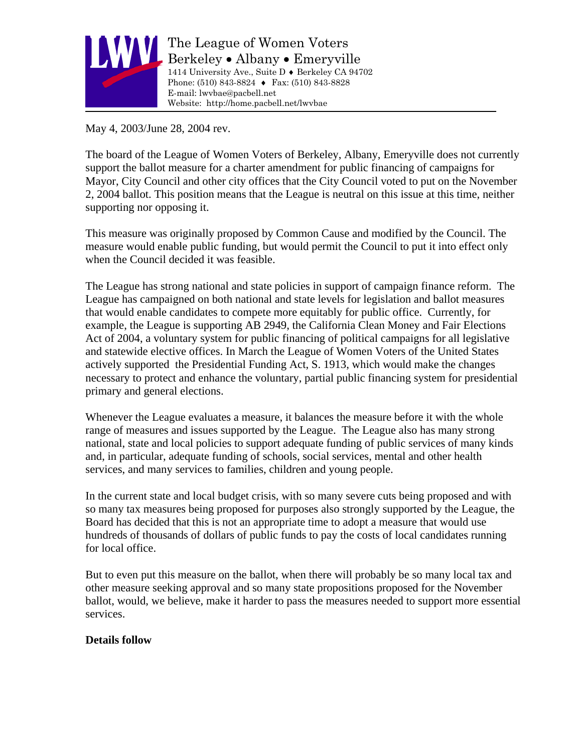The League of Women Voters
Berkeley • Albany • Emeryville
1414 University Ave., Suite D ♦ Berkeley CA 94702
Phone: (510) 843-8824 ♦ Fax: (510) 843-8828
E-mail: lwvbae@pacbell.net
Website: http://home.pacbell.net/lwvbae

May 4, 2003/June 28, 2004 rev.

The board of the League of Women Voters of Berkeley, Albany, Emeryville does not currently support the ballot measure for a charter amendment for public financing of campaigns for Mayor, City Council and other city offices that the City Council voted to put on the November 2, 2004 ballot. This position means that the League is neutral on this issue at this time, neither supporting nor opposing it.

This measure was originally proposed by Common Cause and modified by the Council. The measure would enable public funding, but would permit the Council to put it into effect only when the Council decided it was feasible.

The League has strong national and state policies in support of campaign finance reform. The League has campaigned on both national and state levels for legislation and ballot measures that would enable candidates to compete more equitably for public office. Currently, for example, the League is supporting AB 2949, the California Clean Money and Fair Elections Act of 2004, a voluntary system for public financing of political campaigns for all legislative and statewide elective offices. In March the League of Women Voters of the United States actively supported the Presidential Funding Act, S. 1913, which would make the changes necessary to protect and enhance the voluntary, partial public financing system for presidential primary and general elections.

Whenever the League evaluates a measure, it balances the measure before it with the whole range of measures and issues supported by the League. The League also has many strong national, state and local policies to support adequate funding of public services of many kinds and, in particular, adequate funding of schools, social services, mental and other health services, and many services to families, children and young people.

In the current state and local budget crisis, with so many severe cuts being proposed and with so many tax measures being proposed for purposes also strongly supported by the League, the Board has decided that this is not an appropriate time to adopt a measure that would use hundreds of thousands of dollars of public funds to pay the costs of local candidates running for local office.

But to even put this measure on the ballot, when there will probably be so many local tax and other measure seeking approval and so many state propositions proposed for the November ballot, would, we believe, make it harder to pass the measures needed to support more essential services.

**Details follow**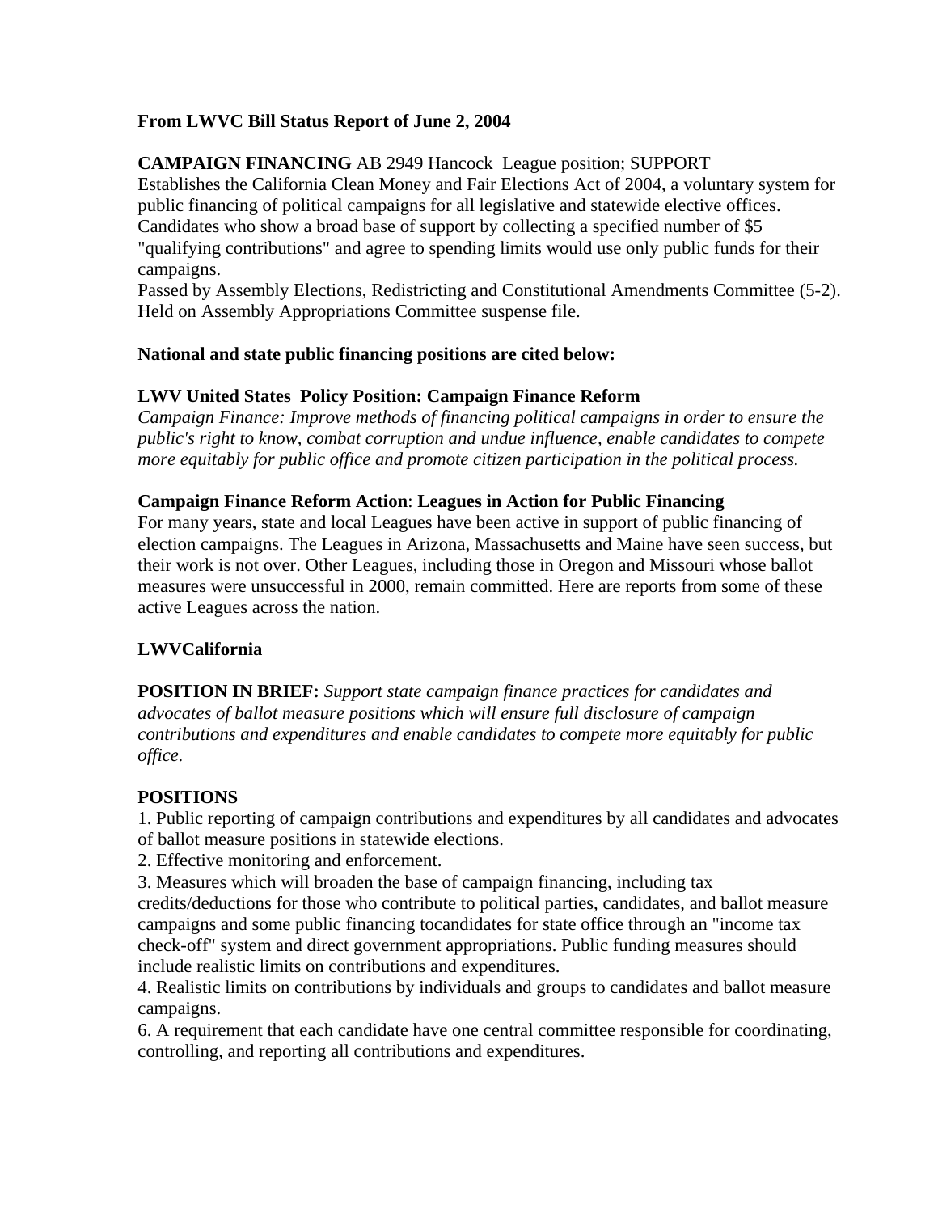**From LWVC Bill Status Report of June 2, 2004**

**CAMPAIGN FINANCING** AB 2949 Hancock League position; SUPPORT
Establishes the California Clean Money and Fair Elections Act of 2004, a voluntary system for public financing of political campaigns for all legislative and statewide elective offices. Candidates who show a broad base of support by collecting a specified number of $5 "qualifying contributions" and agree to spending limits would use only public funds for their campaigns.
Passed by Assembly Elections, Redistricting and Constitutional Amendments Committee (5-2). Held on Assembly Appropriations Committee suspense file.

**National and state public financing positions are cited below:**

**LWV United States Policy Position: Campaign Finance Reform**
*Campaign Finance: Improve methods of financing political campaigns in order to ensure the public's right to know, combat corruption and undue influence, enable candidates to compete more equitably for public office and promote citizen participation in the political process.*

**Campaign Finance Reform Action**: **Leagues in Action for Public Financing**
For many years, state and local Leagues have been active in support of public financing of election campaigns. The Leagues in Arizona, Massachusetts and Maine have seen success, but their work is not over. Other Leagues, including those in Oregon and Missouri whose ballot measures were unsuccessful in 2000, remain committed. Here are reports from some of these active Leagues across the nation.

**LWVCalifornia**

**POSITION IN BRIEF:** *Support state campaign finance practices for candidates and advocates of ballot measure positions which will ensure full disclosure of campaign contributions and expenditures and enable candidates to compete more equitably for public office.*

**POSITIONS**
1. Public reporting of campaign contributions and expenditures by all candidates and advocates of ballot measure positions in statewide elections.
2. Effective monitoring and enforcement.
3. Measures which will broaden the base of campaign financing, including tax credits/deductions for those who contribute to political parties, candidates, and ballot measure campaigns and some public financing tocandidates for state office through an "income tax check-off" system and direct government appropriations. Public funding measures should include realistic limits on contributions and expenditures.
4. Realistic limits on contributions by individuals and groups to candidates and ballot measure campaigns.
6. A requirement that each candidate have one central committee responsible for coordinating, controlling, and reporting all contributions and expenditures.